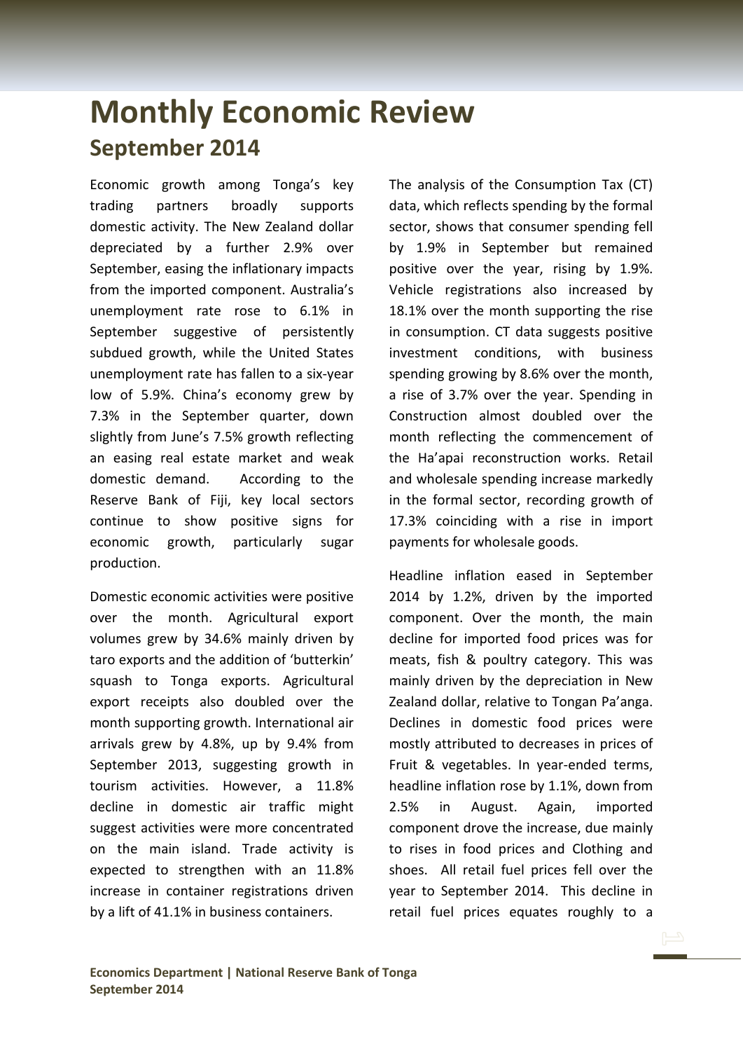# Monthly Economic Review

## September 2014

Economic growth among Tonga's key trading partners broadly supports domestic activity. The New Zealand dollar depreciated by a further 2.9% over September, easing the inflationary impacts from the imported component. Australia's unemployment rate rose to 6.1% in September suggestive of persistently subdued growth, while the United States unemployment rate has fallen to a six-year low of 5.9%. China's economy grew by 7.3% in the September quarter, down slightly from June's 7.5% growth reflecting an easing real estate market and weak domestic demand. According to the Reserve Bank of Fiji, key local sectors continue to show positive signs for economic growth, particularly sugar production.

Domestic economic activities were positive over the month. Agricultural export volumes grew by 34.6% mainly driven by taro exports and the addition of 'butterkin' squash to Tonga exports. Agricultural export receipts also doubled over the month supporting growth. International air arrivals grew by 4.8%, up by 9.4% from September 2013, suggesting growth in tourism activities. However, a 11.8% decline in domestic air traffic might suggest activities were more concentrated on the main island. Trade activity is expected to strengthen with an 11.8% increase in container registrations driven by a lift of 41.1% in business containers.

The analysis of the Consumption Tax (CT) data, which reflects spending by the formal sector, shows that consumer spending fell by 1.9% in September but remained positive over the year, rising by 1.9%. Vehicle registrations also increased by 18.1% over the month supporting the rise in consumption. CT data suggests positive investment conditions, with business spending growing by 8.6% over the month, a rise of 3.7% over the year. Spending in Construction almost doubled over the month reflecting the commencement of the Ha'apai reconstruction works. Retail and wholesale spending increase markedly in the formal sector, recording growth of 17.3% coinciding with a rise in import payments for wholesale goods.

Headline inflation eased in September 2014 by 1.2%, driven by the imported component. Over the month, the main decline for imported food prices was for meats, fish & poultry category. This was mainly driven by the depreciation in New Zealand dollar, relative to Tongan Pa'anga. Declines in domestic food prices were mostly attributed to decreases in prices of Fruit & vegetables. In year-ended terms, headline inflation rose by 1.1%, down from 2.5% in August. Again, imported component drove the increase, due mainly to rises in food prices and Clothing and shoes. All retail fuel prices fell over the year to September 2014. This decline in retail fuel prices equates roughly to a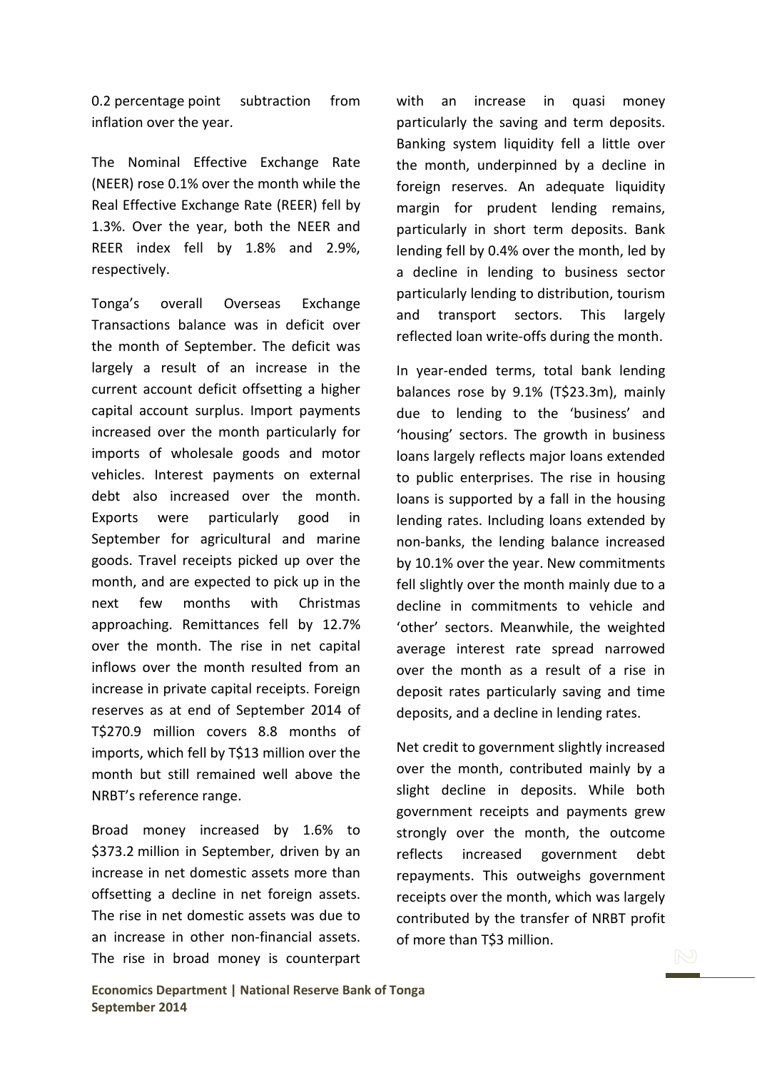0.2 percentage point subtraction from inflation over the year.

The Nominal Effective Exchange Rate (NEER) rose 0.1% over the month while the Real Effective Exchange Rate (REER) fell by 1.3%. Over the year, both the NEER and REER index fell by 1.8% and 2.9%, respectively.

Tonga's overall Overseas Exchange Transactions balance was in deficit over the month of September. The deficit was largely a result of an increase in the current account deficit offsetting a higher capital account surplus. Import payments increased over the month particularly for imports of wholesale goods and motor vehicles. Interest payments on external debt also increased over the month. Exports were particularly good in September for agricultural and marine goods. Travel receipts picked up over the month, and are expected to pick up in the next few months with Christmas approaching. Remittances fell by 12.7% over the month. The rise in net capital inflows over the month resulted from an increase in private capital receipts. Foreign reserves as at end of September 2014 of T$270.9 million covers 8.8 months of imports, which fell by T$13 million over the month but still remained well above the NRBT's reference range.

Broad money increased by 1.6% to $373.2 million in September, driven by an increase in net domestic assets more than offsetting a decline in net foreign assets. The rise in net domestic assets was due to an increase in other non-financial assets. The rise in broad money is counterpart with an increase in quasi money particularly the saving and term deposits. Banking system liquidity fell a little over the month, underpinned by a decline in foreign reserves. An adequate liquidity margin for prudent lending remains, particularly in short term deposits. Bank lending fell by 0.4% over the month, led by a decline in lending to business sector particularly lending to distribution, tourism and transport sectors. This largely reflected loan write-offs during the month.

In year-ended terms, total bank lending balances rose by 9.1% (T$23.3m), mainly due to lending to the 'business' and 'housing' sectors. The growth in business loans largely reflects major loans extended to public enterprises. The rise in housing loans is supported by a fall in the housing lending rates. Including loans extended by non-banks, the lending balance increased by 10.1% over the year. New commitments fell slightly over the month mainly due to a decline in commitments to vehicle and 'other' sectors. Meanwhile, the weighted average interest rate spread narrowed over the month as a result of a rise in deposit rates particularly saving and time deposits, and a decline in lending rates.

Net credit to government slightly increased over the month, contributed mainly by a slight decline in deposits. While both government receipts and payments grew strongly over the month, the outcome reflects increased government debt repayments. This outweighs government receipts over the month, which was largely contributed by the transfer of NRBT profit of more than T$3 million.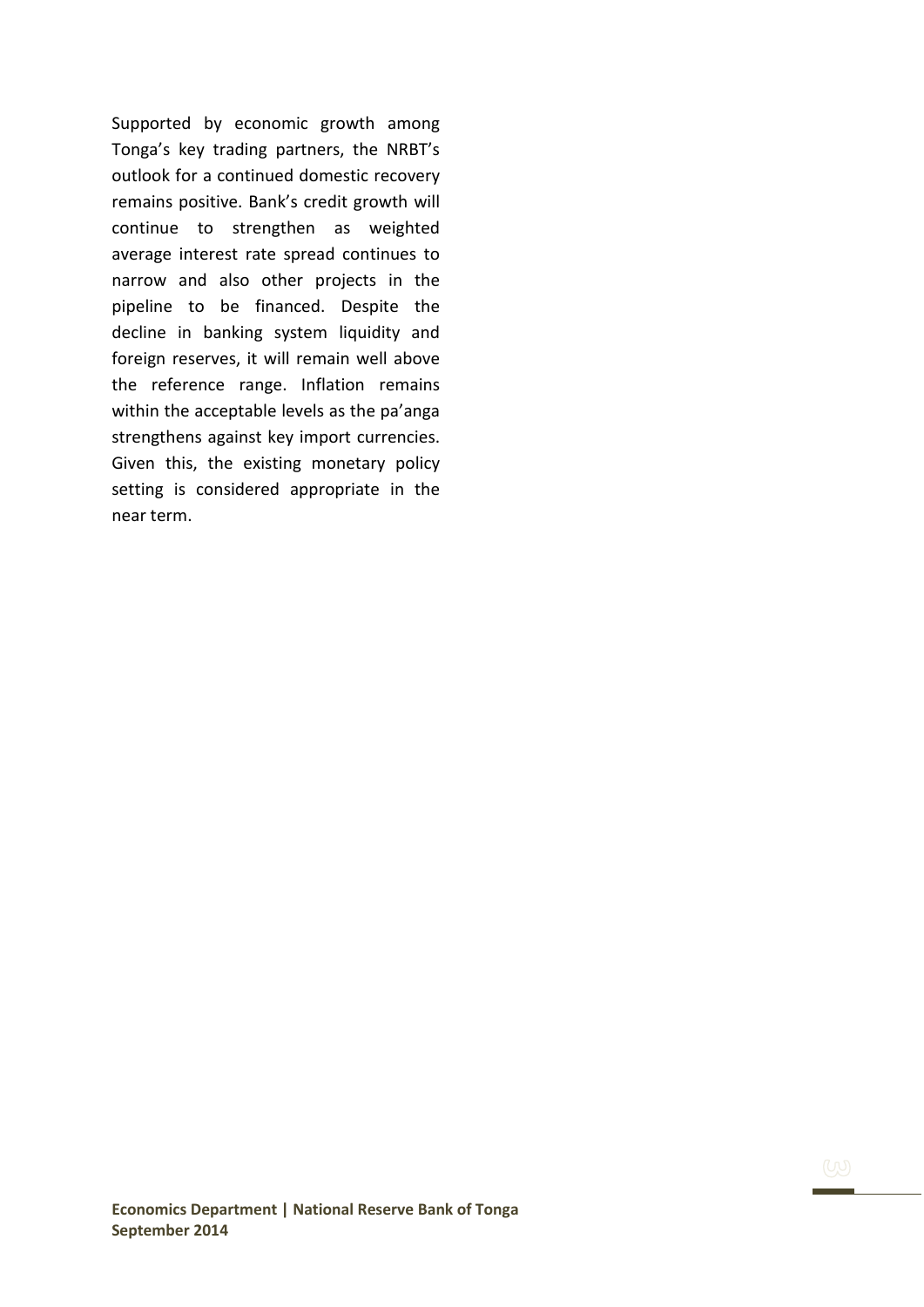Supported by economic growth among Tonga's key trading partners, the NRBT's outlook for a continued domestic recovery remains positive. Bank's credit growth will continue to strengthen as weighted average interest rate spread continues to narrow and also other projects in the pipeline to be financed. Despite the decline in banking system liquidity and foreign reserves, it will remain well above the reference range. Inflation remains within the acceptable levels as the pa'anga strengthens against key import currencies. Given this, the existing monetary policy setting is considered appropriate in the near term.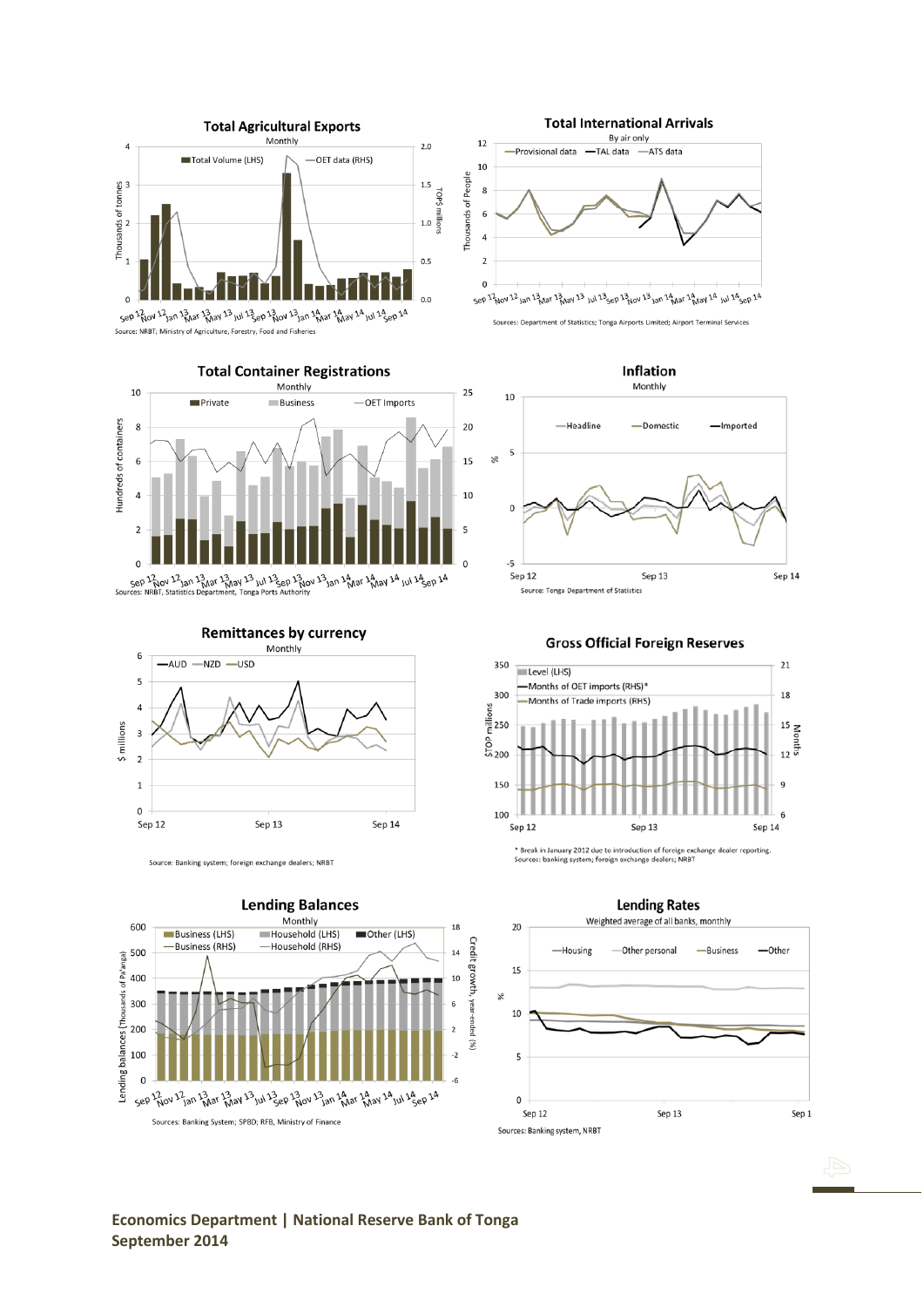## Total Agricultural Exports

Monthly

Total Volume (LHS)

OET data (RHS)

Thousands of tonnes

TOP$ millions

0
1
2
3
4

0.0
0.5
1.0
1.5
2.0

Sep 12 Nov 12 Jan 13 Mar 13 May 13 Jul 13 Sep 13 Nov 13 Jan 14 Mar 14 May 14 Jul 14 Sep 14

Source: NRBT; Ministry of Agriculture, Forestry, Food and Fisheries

## Total International Arrivals

By air only

Provisional data

TAL data

ATS data

Thousands of People

0
2
4
6
8
10
12

Sep 12 Nov 12 Jan 13 Mar 13 May 13 Jul 13 Sep 13 Nov 13 Jan 14 Mar 14 May 14 Jul 14 Sep 14

Sources: Department of Statistics; Tonga Airports Limited; Airport Terminal Services

## Total Container Registrations

Monthly

Private

Business

OET Imports

Hundreds of containers

0
2
4
6
8
10

0
5
10
15
20
25

Sep 12 Nov 12 Jan 13 Mar 13 May 13 Jul 13 Sep 13 Nov 13 Jan 14 Mar 14 May 14 Jul 14 Sep 14

Sources: NRBT, Statistics Department, Tonga Ports Authority

## Inflation

Monthly

Headline

Domestic

Imported

%

-5
0
5
10

Sep 12 Sep 13 Sep 14

Source: Tonga Department of Statistics

## Remittances by currency

Monthly

AUD

NZD

USD

$ millions

0
1
2
3
4
5
6

Sep 12 Sep 13 Sep 14

Source: Banking system; foreign exchange dealers; NRBT

## Gross Official Foreign Reserves

Level (LHS)

Months of OET imports (RHS)*

Months of Trade imports (RHS)

$TOP millions

Months

100
150
200
250
300
350

6
9
12
15
18
21

Sep 12 Sep 13 Sep 14

\* Break in January 2012 due to introduction of foreign exchange dealer reporting.

Sources: banking system; foreign exchange dealers; NRBT

## Lending Balances

Monthly

Business (LHS)

Household (LHS)

Other (LHS)

Business (RHS)

Household (RHS)

Lending balances (Thousands of Pa'anga)

Credit growth, year-ended (%)

0
100
200
300
400
500
600

-6
-2
2
6
10
14
18

Sep 12 Nov 12 Jan 13 Mar 13 May 13 Jul 13 Sep 13 Nov 13 Jan 14 Mar 14 May 14 Jul 14 Sep 14

Sources: Banking System; SPBD; RFB, Ministry of Finance

## Lending Rates

Weighted average of all banks, monthly

Housing

Other personal

Business

Other

%

0
5
10
15
20

Sep 12 Sep 13 Sep 1

Sources: Banking system, NRBT

**Economics Department | National Reserve Bank of Tonga**
**September 2014**